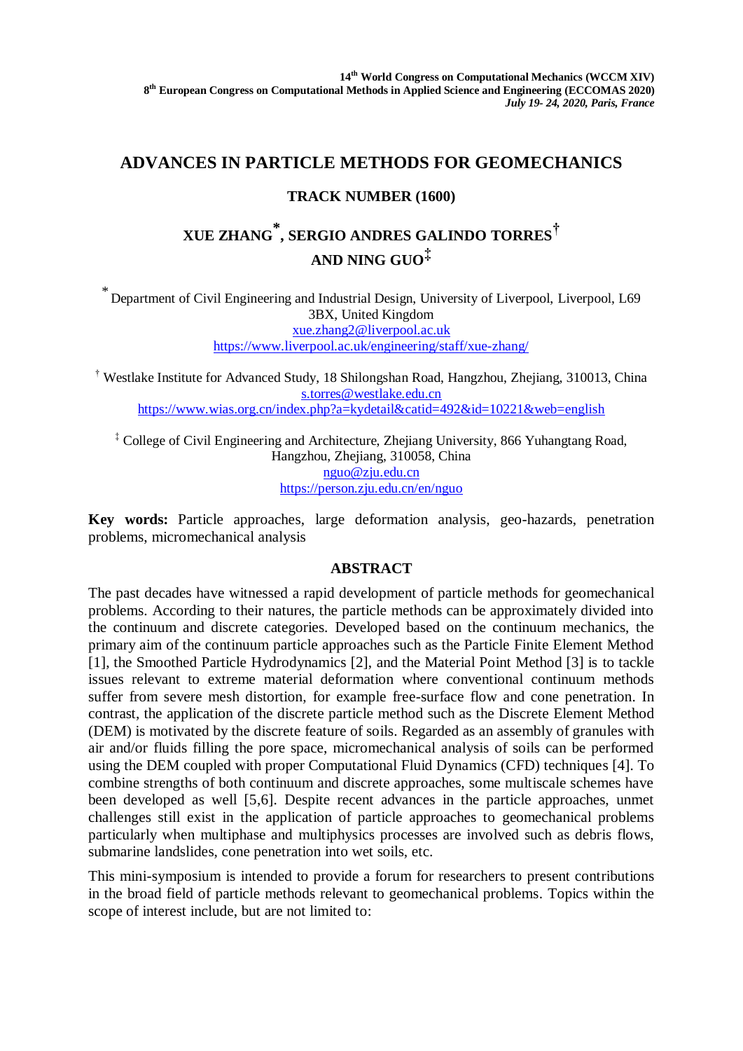14th World Congress on Computational Mechanics (WCCM XIV)
8th European Congress on Computational Methods in Applied Science and Engineering (ECCOMAS 2020)
*July 19- 24, 2020, Paris, France*

# ADVANCES IN PARTICLE METHODS FOR GEOMECHANICS

## TRACK NUMBER (1600)

## XUE ZHANG[*], SERGIO ANDRES GALINDO TORRES[†] AND NING GUO[‡]

[*] Department of Civil Engineering and Industrial Design, University of Liverpool, Liverpool, L69 3BX, United Kingdom
xue.zhang2@liverpool.ac.uk
https://www.liverpool.ac.uk/engineering/staff/xue-zhang/

[†] Westlake Institute for Advanced Study, 18 Shilongshan Road, Hangzhou, Zhejiang, 310013, China
s.torres@westlake.edu.cn
https://www.wias.org.cn/index.php?a=kydetail&catid=492&id=10221&web=english

[‡] College of Civil Engineering and Architecture, Zhejiang University, 866 Yuhangtang Road, Hangzhou, Zhejiang, 310058, China
nguo@zju.edu.cn
https://person.zju.edu.cn/en/nguo

**Key words:** Particle approaches, large deformation analysis, geo-hazards, penetration problems, micromechanical analysis

## ABSTRACT

The past decades have witnessed a rapid development of particle methods for geomechanical problems. According to their natures, the particle methods can be approximately divided into the continuum and discrete categories. Developed based on the continuum mechanics, the primary aim of the continuum particle approaches such as the Particle Finite Element Method [1], the Smoothed Particle Hydrodynamics [2], and the Material Point Method [3] is to tackle issues relevant to extreme material deformation where conventional continuum methods suffer from severe mesh distortion, for example free-surface flow and cone penetration. In contrast, the application of the discrete particle method such as the Discrete Element Method (DEM) is motivated by the discrete feature of soils. Regarded as an assembly of granules with air and/or fluids filling the pore space, micromechanical analysis of soils can be performed using the DEM coupled with proper Computational Fluid Dynamics (CFD) techniques [4]. To combine strengths of both continuum and discrete approaches, some multiscale schemes have been developed as well [5,6]. Despite recent advances in the particle approaches, unmet challenges still exist in the application of particle approaches to geomechanical problems particularly when multiphase and multiphysics processes are involved such as debris flows, submarine landslides, cone penetration into wet soils, etc.

This mini-symposium is intended to provide a forum for researchers to present contributions in the broad field of particle methods relevant to geomechanical problems. Topics within the scope of interest include, but are not limited to: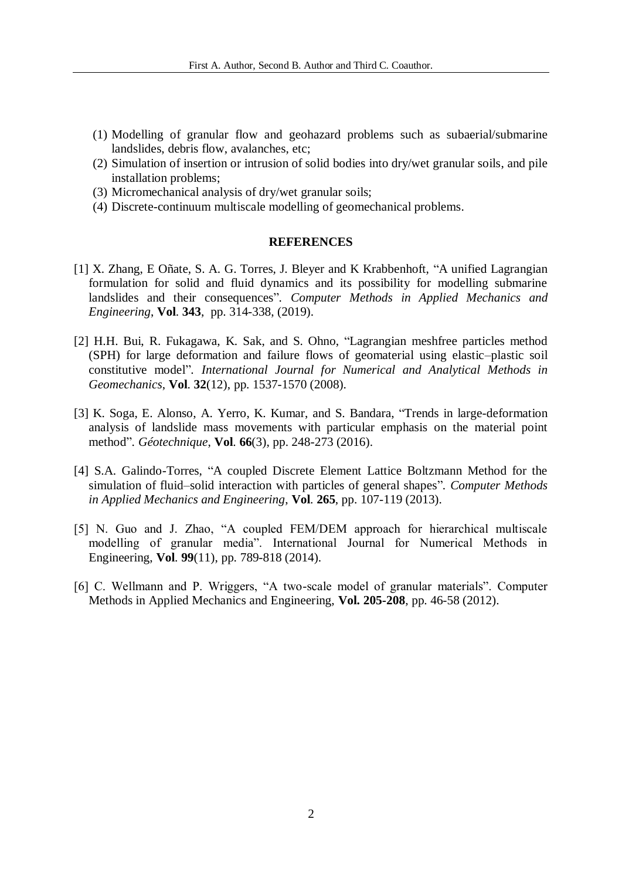(1) Modelling of granular flow and geohazard problems such as subaerial/submarine landslides, debris flow, avalanches, etc;
(2) Simulation of insertion or intrusion of solid bodies into dry/wet granular soils, and pile installation problems;
(3) Micromechanical analysis of dry/wet granular soils;
(4) Discrete-continuum multiscale modelling of geomechanical problems.

## REFERENCES

[1] X. Zhang, E Oñate, S. A. G. Torres, J. Bleyer and K Krabbenhoft, "A unified Lagrangian formulation for solid and fluid dynamics and its possibility for modelling submarine landslides and their consequences". *Computer Methods in Applied Mechanics and Engineering*, **Vol**. **343**, pp. 314-338, (2019).

[2] H.H. Bui, R. Fukagawa, K. Sak, and S. Ohno, "Lagrangian meshfree particles method (SPH) for large deformation and failure flows of geomaterial using elastic–plastic soil constitutive model". *International Journal for Numerical and Analytical Methods in Geomechanics*, **Vol**. **32**(12), pp. 1537-1570 (2008).

[3] K. Soga, E. Alonso, A. Yerro, K. Kumar, and S. Bandara, "Trends in large-deformation analysis of landslide mass movements with particular emphasis on the material point method". *Géotechnique*, **Vol**. **66**(3), pp. 248-273 (2016).

[4] S.A. Galindo-Torres, "A coupled Discrete Element Lattice Boltzmann Method for the simulation of fluid–solid interaction with particles of general shapes". *Computer Methods in Applied Mechanics and Engineering*, **Vol**. **265**, pp. 107-119 (2013).

[5] N. Guo and J. Zhao, "A coupled FEM/DEM approach for hierarchical multiscale modelling of granular media". International Journal for Numerical Methods in Engineering, **Vol**. **99**(11), pp. 789-818 (2014).

[6] C. Wellmann and P. Wriggers, "A two-scale model of granular materials". Computer Methods in Applied Mechanics and Engineering, **Vol. 205-208**, pp. 46-58 (2012).